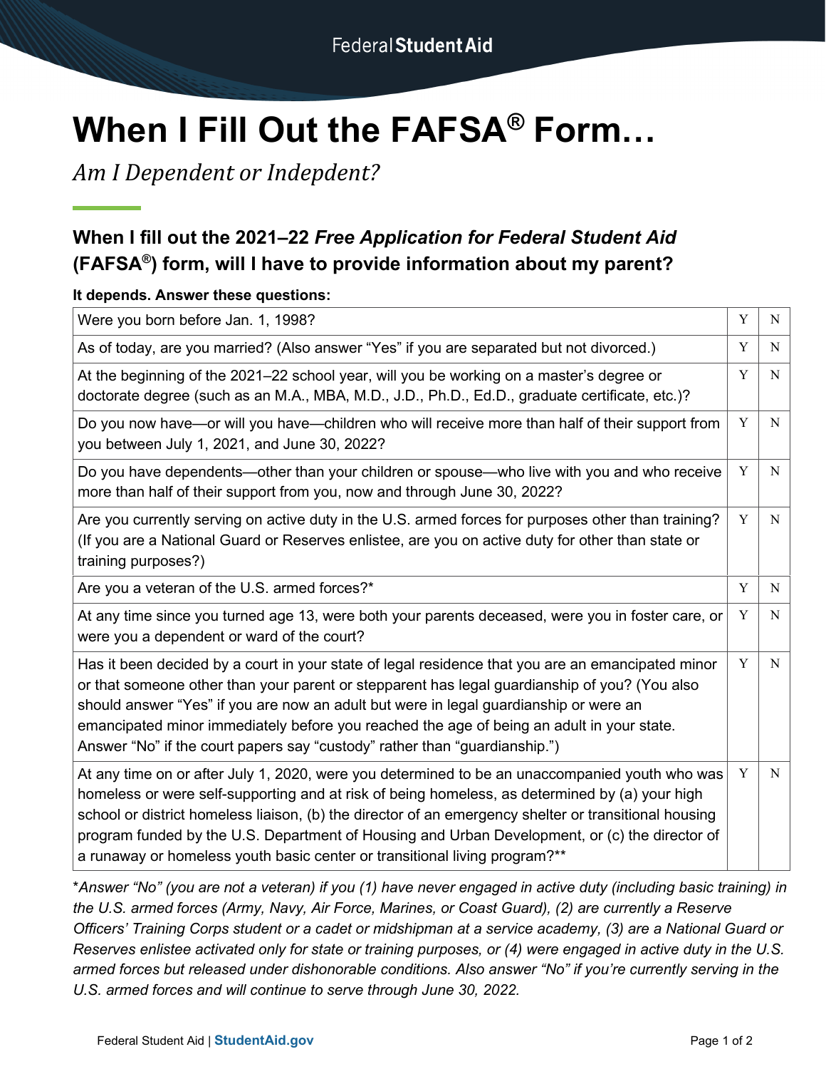Federal Student Aid

# When I Fill Out the FAFSA® Form…

*Am I Dependent or Indepdent?*

## When I fill out the 2021–22 *Free Application for Federal Student Aid* (FAFSA®) form, will I have to provide information about my parent?

**It depends. Answer these questions:**

| | | |
|---|---|---|
| Were you born before Jan. 1, 1998? | Y | N |
| As of today, are you married? (Also answer "Yes" if you are separated but not divorced.) | Y | N |
| At the beginning of the 2021–22 school year, will you be working on a master's degree or doctorate degree (such as an M.A., MBA, M.D., J.D., Ph.D., Ed.D., graduate certificate, etc.)? | Y | N |
| Do you now have—or will you have—children who will receive more than half of their support from you between July 1, 2021, and June 30, 2022? | Y | N |
| Do you have dependents—other than your children or spouse—who live with you and who receive more than half of their support from you, now and through June 30, 2022? | Y | N |
| Are you currently serving on active duty in the U.S. armed forces for purposes other than training? (If you are a National Guard or Reserves enlistee, are you on active duty for other than state or training purposes?) | Y | N |
| Are you a veteran of the U.S. armed forces?* | Y | N |
| At any time since you turned age 13, were both your parents deceased, were you in foster care, or were you a dependent or ward of the court? | Y | N |
| Has it been decided by a court in your state of legal residence that you are an emancipated minor or that someone other than your parent or stepparent has legal guardianship of you? (You also should answer "Yes" if you are now an adult but were in legal guardianship or were an emancipated minor immediately before you reached the age of being an adult in your state. Answer "No" if the court papers say "custody" rather than "guardianship.") | Y | N |
| At any time on or after July 1, 2020, were you determined to be an unaccompanied youth who was homeless or were self-supporting and at risk of being homeless, as determined by (a) your high school or district homeless liaison, (b) the director of an emergency shelter or transitional housing program funded by the U.S. Department of Housing and Urban Development, or (c) the director of a runaway or homeless youth basic center or transitional living program?** | Y | N |

**Answer "No" (you are not a veteran) if you (1) have never engaged in active duty (including basic training) in the U.S. armed forces (Army, Navy, Air Force, Marines, or Coast Guard), (2) are currently a Reserve Officers' Training Corps student or a cadet or midshipman at a service academy, (3) are a National Guard or Reserves enlistee activated only for state or training purposes, or (4) were engaged in active duty in the U.S. armed forces but released under dishonorable conditions. Also answer "No" if you're currently serving in the U.S. armed forces and will continue to serve through June 30, 2022.*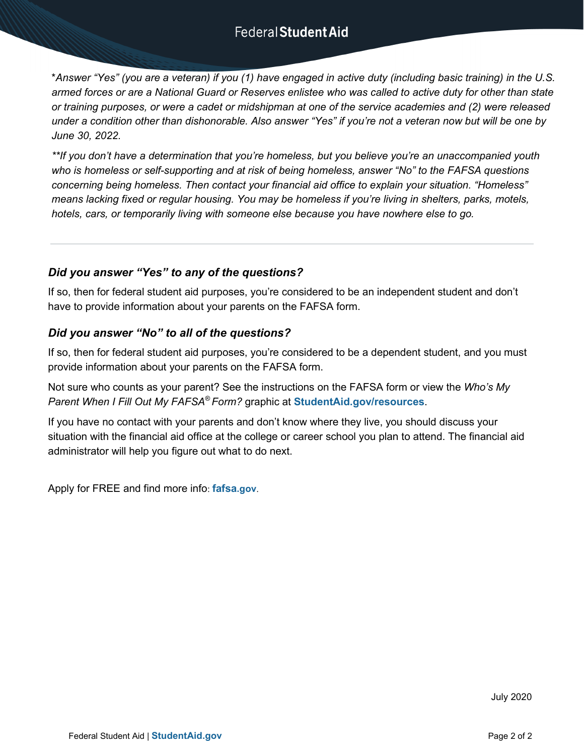*\*Answer "Yes" (you are a veteran) if you (1) have engaged in active duty (including basic training) in the U.S. armed forces or are a National Guard or Reserves enlistee who was called to active duty for other than state or training purposes, or were a cadet or midshipman at one of the service academies and (2) were released under a condition other than dishonorable. Also answer "Yes" if you're not a veteran now but will be one by June 30, 2022.*

*\*\*If you don't have a determination that you're homeless, but you believe you're an unaccompanied youth who is homeless or self-supporting and at risk of being homeless, answer "No" to the FAFSA questions concerning being homeless. Then contact your financial aid office to explain your situation. "Homeless" means lacking fixed or regular housing. You may be homeless if you're living in shelters, parks, motels, hotels, cars, or temporarily living with someone else because you have nowhere else to go.*

---

### *Did you answer "Yes" to any of the questions?*

If so, then for federal student aid purposes, you're considered to be an independent student and don't have to provide information about your parents on the FAFSA form.

### *Did you answer "No" to all of the questions?*

If so, then for federal student aid purposes, you're considered to be a dependent student, and you must provide information about your parents on the FAFSA form.

Not sure who counts as your parent? See the instructions on the FAFSA form or view the *Who's My Parent When I Fill Out My FAFSA® Form?* graphic at **StudentAid.gov/resources**.

If you have no contact with your parents and don't know where they live, you should discuss your situation with the financial aid office at the college or career school you plan to attend. The financial aid administrator will help you figure out what to do next.

Apply for FREE and find more info: **fafsa.gov**.

July 2020